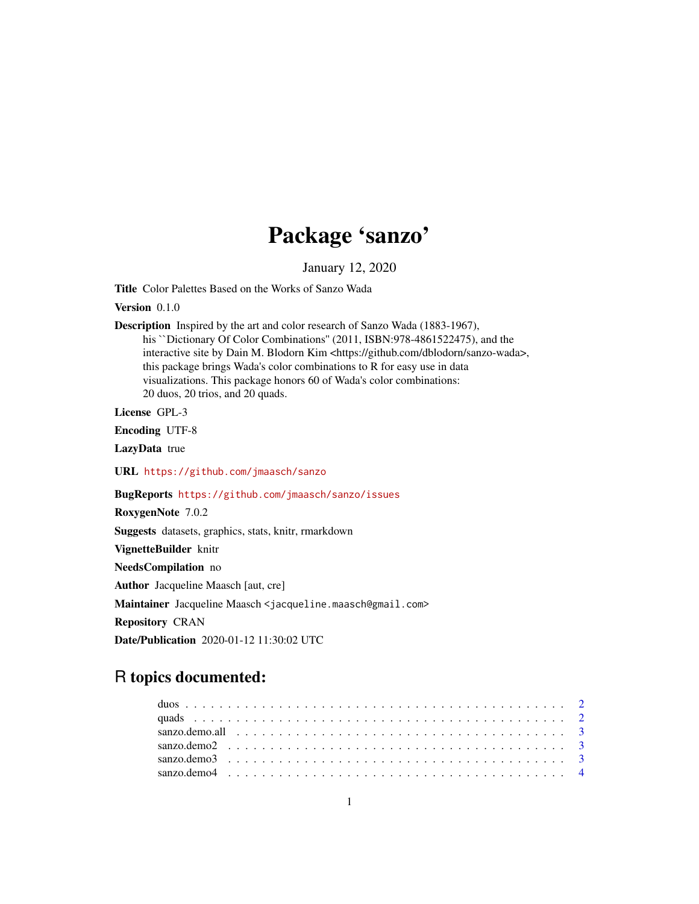# Package 'sanzo'

January 12, 2020

**Title** Color Palettes Based on the Works of Sanzo Wada

**Version** 0.1.0

**Description** Inspired by the art and color research of Sanzo Wada (1883-1967), his ``Dictionary Of Color Combinations'' (2011, ISBN:978-4861522475), and the interactive site by Dain M. Blodorn Kim <https://github.com/dblodorn/sanzo-wada>, this package brings Wada's color combinations to R for easy use in data visualizations. This package honors 60 of Wada's color combinations: 20 duos, 20 trios, and 20 quads.

**License** GPL-3

**Encoding** UTF-8

**LazyData** true

**URL** https://github.com/jmaasch/sanzo

**BugReports** https://github.com/jmaasch/sanzo/issues

**RoxygenNote** 7.0.2

**Suggests** datasets, graphics, stats, knitr, rmarkdown

**VignetteBuilder** knitr

**NeedsCompilation** no

**Author** Jacqueline Maasch [aut, cre]

**Maintainer** Jacqueline Maasch <jacqueline.maasch@gmail.com>

**Repository** CRAN

**Date/Publication** 2020-01-12 11:30:02 UTC

## R topics documented:

- duos . . . . . . . . . . . . . . . . . . . . . . . . . . . . . . . . . . . . . . . . . . . 2
- quads . . . . . . . . . . . . . . . . . . . . . . . . . . . . . . . . . . . . . . . . . . . 2
- sanzo.demo.all . . . . . . . . . . . . . . . . . . . . . . . . . . . . . . . . . . . . . . 3
- sanzo.demo2 . . . . . . . . . . . . . . . . . . . . . . . . . . . . . . . . . . . . . . . 3
- sanzo.demo3 . . . . . . . . . . . . . . . . . . . . . . . . . . . . . . . . . . . . . . . 3
- sanzo.demo4 . . . . . . . . . . . . . . . . . . . . . . . . . . . . . . . . . . . . . . . 4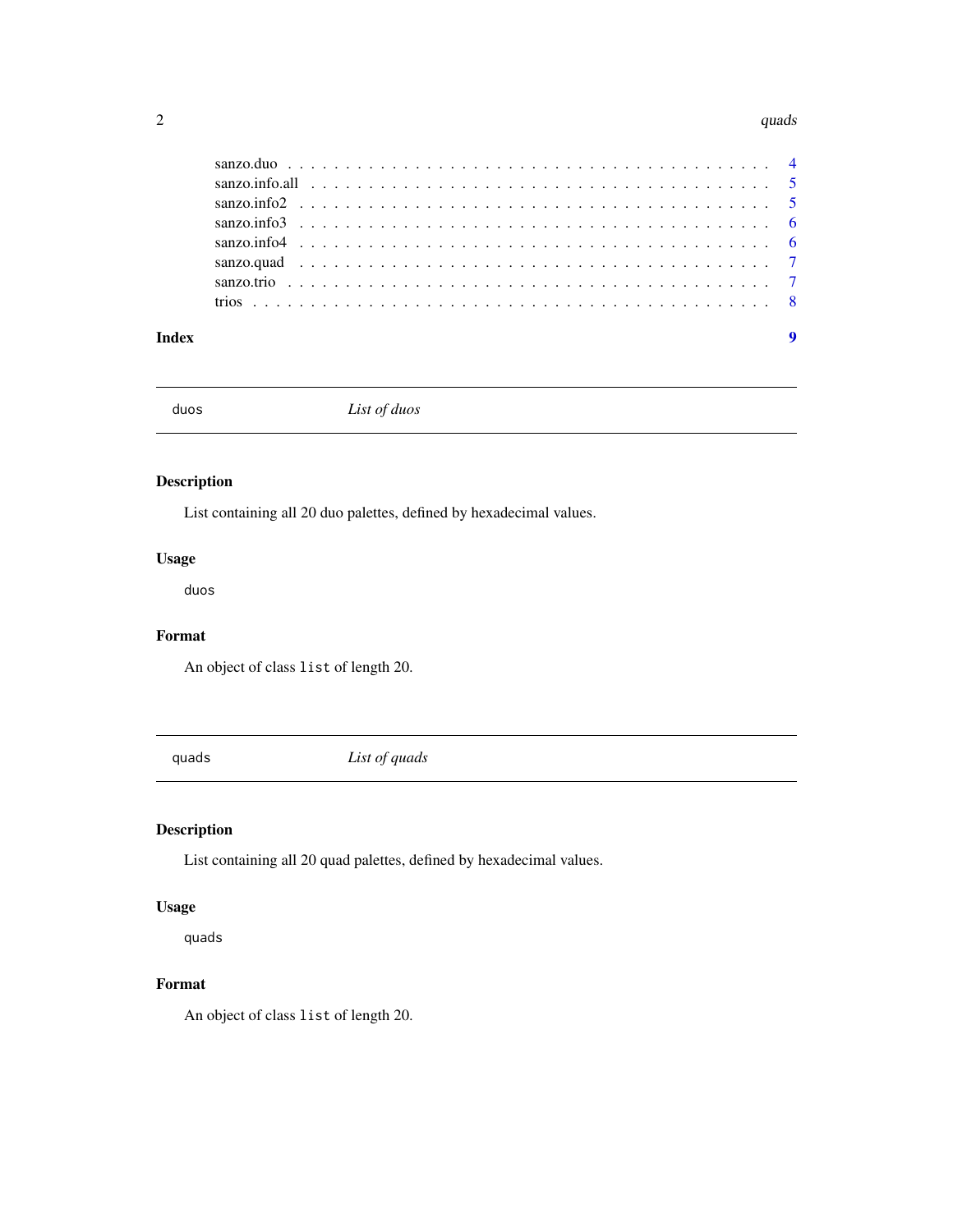sanzo.duo . . . . . . . . . . . . . . . . . . . . . . . . . . . . . . . . . . . . . . . . 4
sanzo.info.all . . . . . . . . . . . . . . . . . . . . . . . . . . . . . . . . . . . . . . 5
sanzo.info2 . . . . . . . . . . . . . . . . . . . . . . . . . . . . . . . . . . . . . . . 5
sanzo.info3 . . . . . . . . . . . . . . . . . . . . . . . . . . . . . . . . . . . . . . . 6
sanzo.info4 . . . . . . . . . . . . . . . . . . . . . . . . . . . . . . . . . . . . . . . 6
sanzo.quad . . . . . . . . . . . . . . . . . . . . . . . . . . . . . . . . . . . . . . . 7
sanzo.trio . . . . . . . . . . . . . . . . . . . . . . . . . . . . . . . . . . . . . . . . 7
trios . . . . . . . . . . . . . . . . . . . . . . . . . . . . . . . . . . . . . . . . . . 8

**Index** **9**

---

## `duos` *List of duos*

---

### Description

List containing all 20 duo palettes, defined by hexadecimal values.

### Usage

```
duos
```

### Format

An object of class `list` of length 20.

---

## `quads` *List of quads*

---

### Description

List containing all 20 quad palettes, defined by hexadecimal values.

### Usage

```
quads
```

### Format

An object of class `list` of length 20.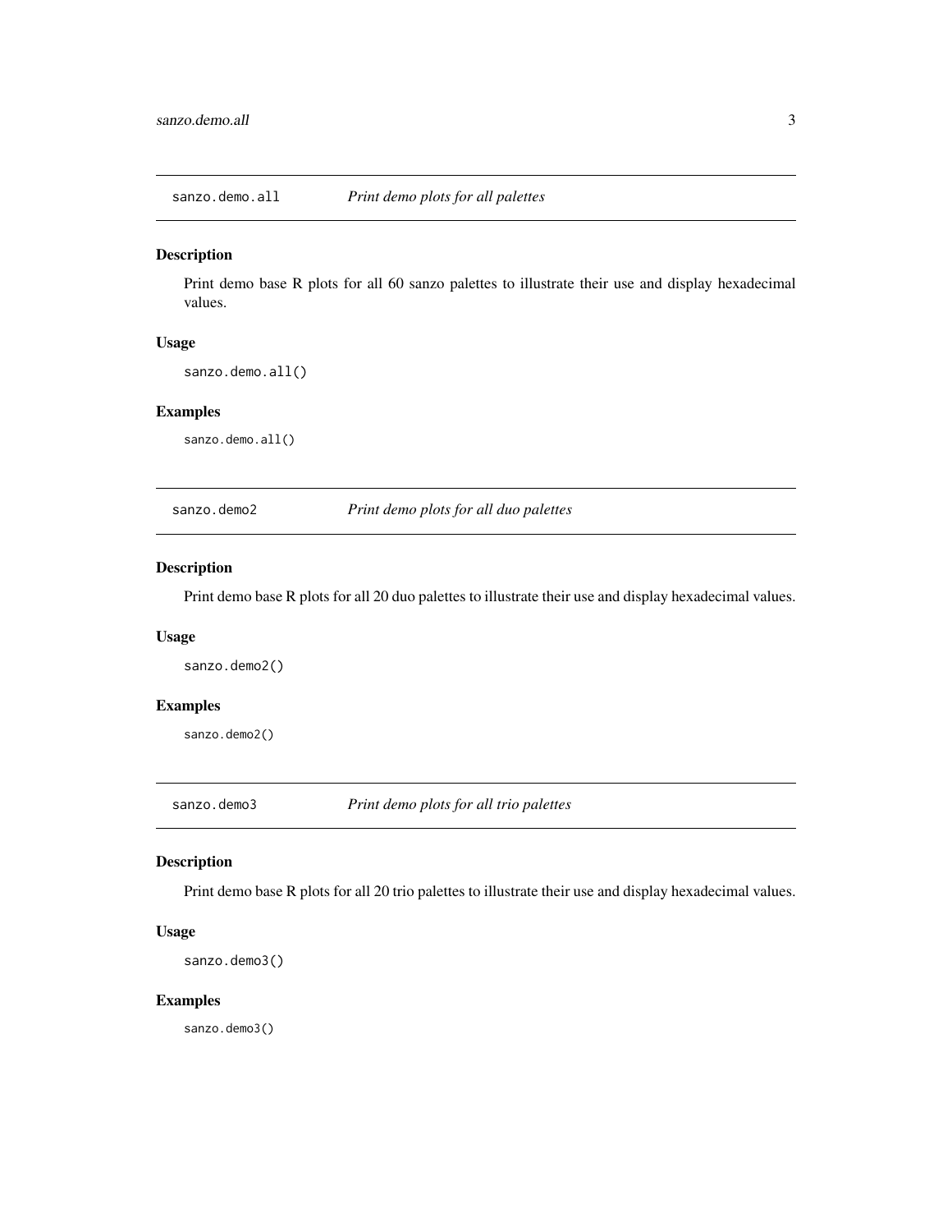## sanzo.demo.all — *Print demo plots for all palettes*

### Description

Print demo base R plots for all 60 sanzo palettes to illustrate their use and display hexadecimal values.

### Usage

```
sanzo.demo.all()
```

### Examples

```
sanzo.demo.all()
```

## sanzo.demo2 — *Print demo plots for all duo palettes*

### Description

Print demo base R plots for all 20 duo palettes to illustrate their use and display hexadecimal values.

### Usage

```
sanzo.demo2()
```

### Examples

```
sanzo.demo2()
```

## sanzo.demo3 — *Print demo plots for all trio palettes*

### Description

Print demo base R plots for all 20 trio palettes to illustrate their use and display hexadecimal values.

### Usage

```
sanzo.demo3()
```

### Examples

```
sanzo.demo3()
```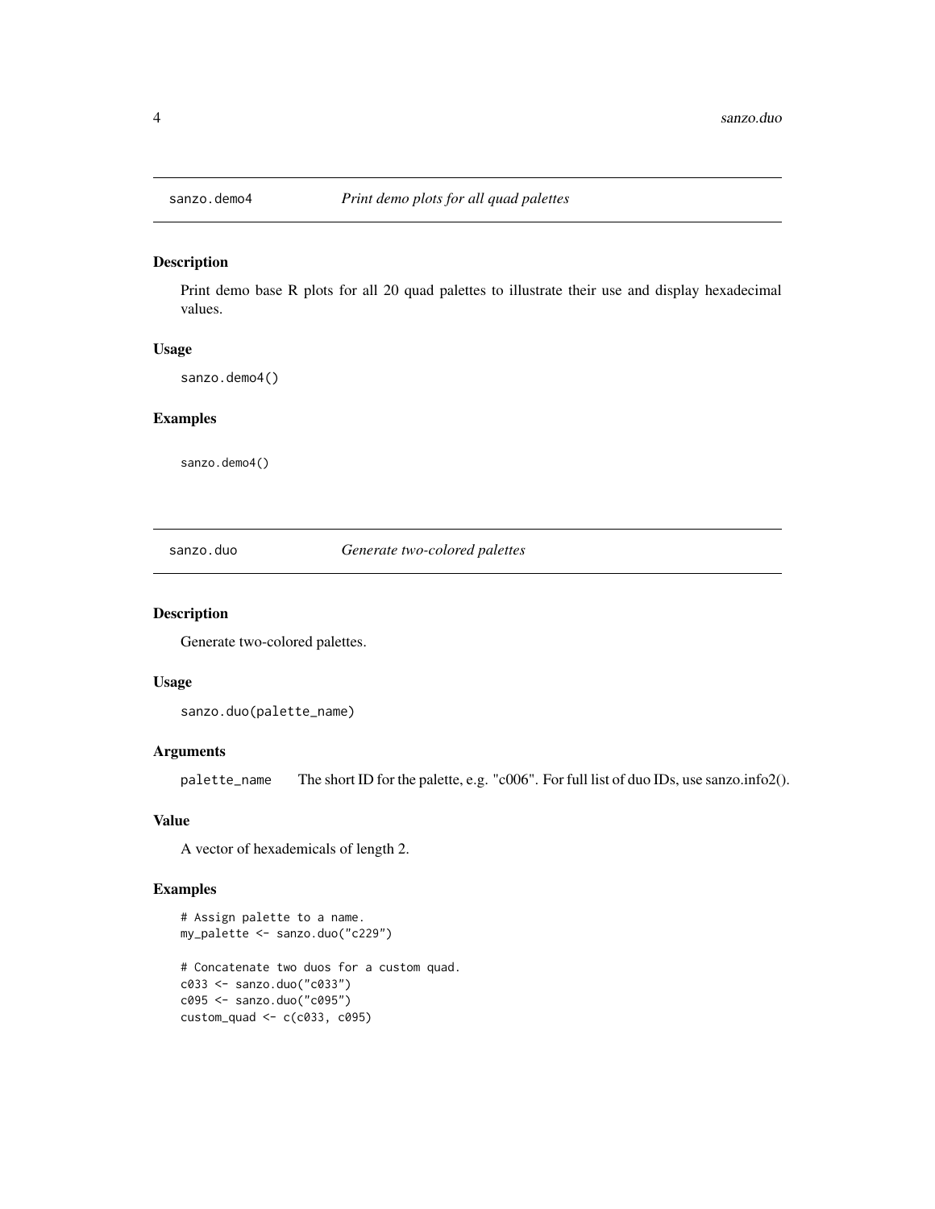## sanzo.demo4 — *Print demo plots for all quad palettes*

### Description

Print demo base R plots for all 20 quad palettes to illustrate their use and display hexadecimal values.

### Usage

```
sanzo.demo4()
```

### Examples

```
sanzo.demo4()
```

## sanzo.duo — *Generate two-colored palettes*

### Description

Generate two-colored palettes.

### Usage

```
sanzo.duo(palette_name)
```

### Arguments

| | |
|---|---|
| palette_name | The short ID for the palette, e.g. "c006". For full list of duo IDs, use sanzo.info2(). |

### Value

A vector of hexademicals of length 2.

### Examples

```
# Assign palette to a name.
my_palette <- sanzo.duo("c229")

# Concatenate two duos for a custom quad.
c033 <- sanzo.duo("c033")
c095 <- sanzo.duo("c095")
custom_quad <- c(c033, c095)
```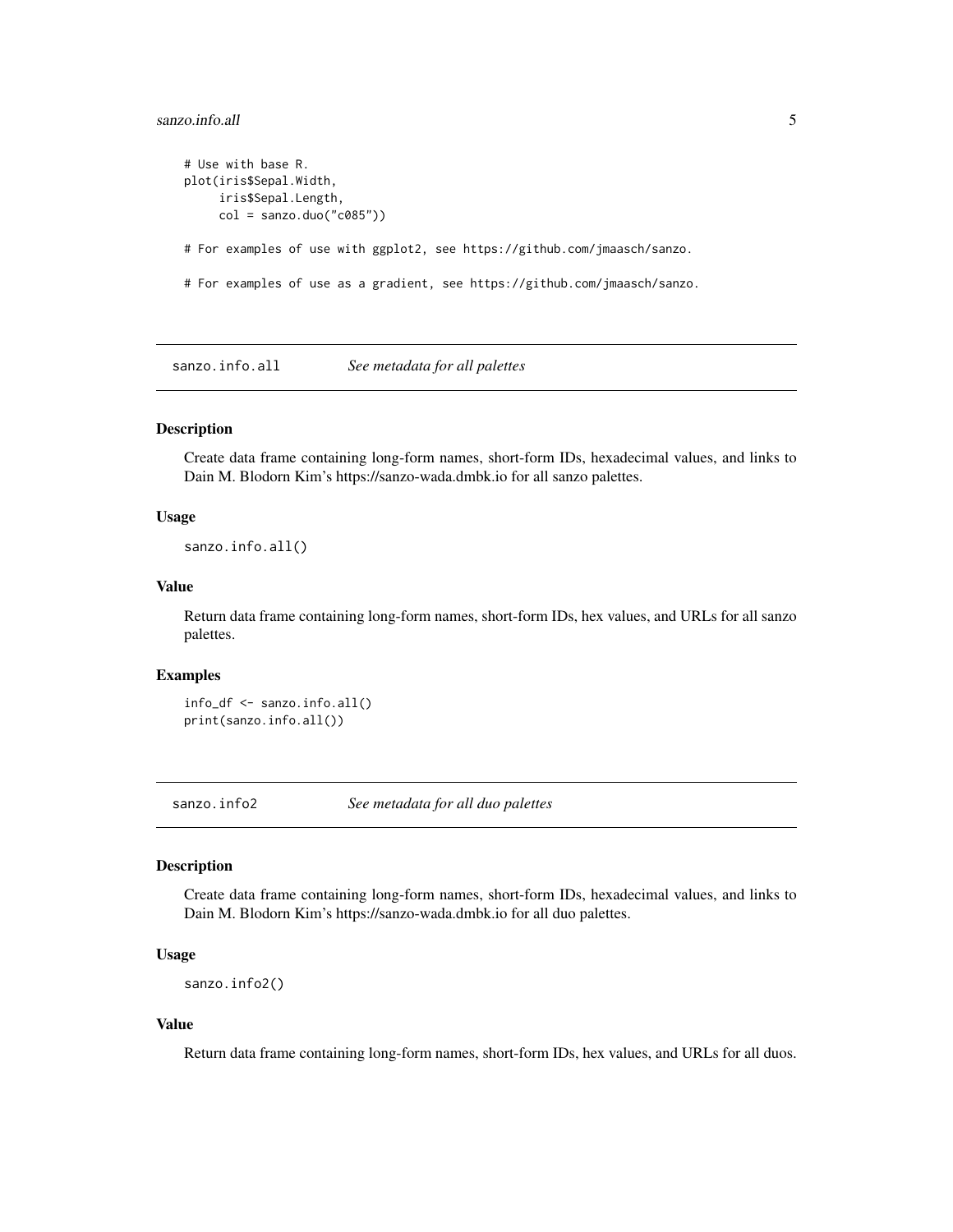```
# Use with base R.
plot(iris$Sepal.Width,
     iris$Sepal.Length,
     col = sanzo.duo("c085"))

# For examples of use with ggplot2, see https://github.com/jmaasch/sanzo.

# For examples of use as a gradient, see https://github.com/jmaasch/sanzo.
```

## sanzo.info.all *See metadata for all palettes*

### Description

Create data frame containing long-form names, short-form IDs, hexadecimal values, and links to Dain M. Blodorn Kim's https://sanzo-wada.dmbk.io for all sanzo palettes.

### Usage

```
sanzo.info.all()
```

### Value

Return data frame containing long-form names, short-form IDs, hex values, and URLs for all sanzo palettes.

### Examples

```
info_df <- sanzo.info.all()
print(sanzo.info.all())
```

## sanzo.info2 *See metadata for all duo palettes*

### Description

Create data frame containing long-form names, short-form IDs, hexadecimal values, and links to Dain M. Blodorn Kim's https://sanzo-wada.dmbk.io for all duo palettes.

### Usage

```
sanzo.info2()
```

### Value

Return data frame containing long-form names, short-form IDs, hex values, and URLs for all duos.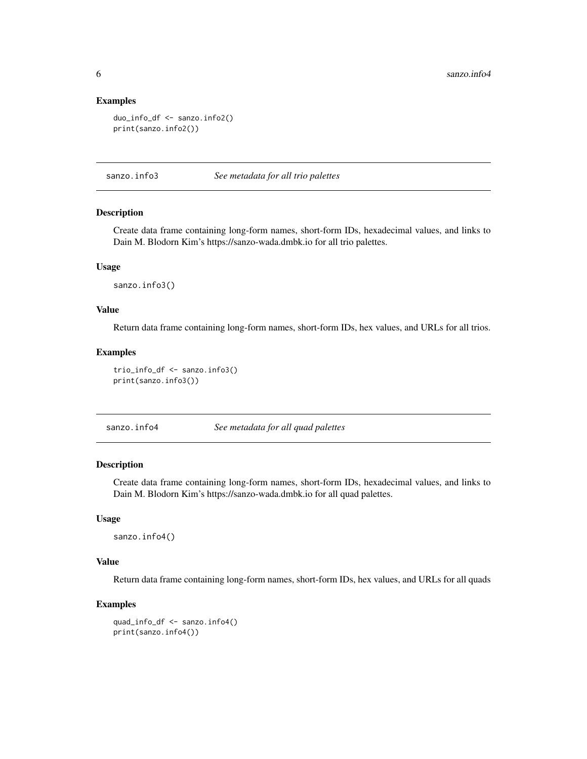### Examples

```
duo_info_df <- sanzo.info2()
print(sanzo.info2())
```

## sanzo.info3 — *See metadata for all trio palettes*

### Description

Create data frame containing long-form names, short-form IDs, hexadecimal values, and links to Dain M. Blodorn Kim's https://sanzo-wada.dmbk.io for all trio palettes.

### Usage

```
sanzo.info3()
```

### Value

Return data frame containing long-form names, short-form IDs, hex values, and URLs for all trios.

### Examples

```
trio_info_df <- sanzo.info3()
print(sanzo.info3())
```

## sanzo.info4 — *See metadata for all quad palettes*

### Description

Create data frame containing long-form names, short-form IDs, hexadecimal values, and links to Dain M. Blodorn Kim's https://sanzo-wada.dmbk.io for all quad palettes.

### Usage

```
sanzo.info4()
```

### Value

Return data frame containing long-form names, short-form IDs, hex values, and URLs for all quads

### Examples

```
quad_info_df <- sanzo.info4()
print(sanzo.info4())
```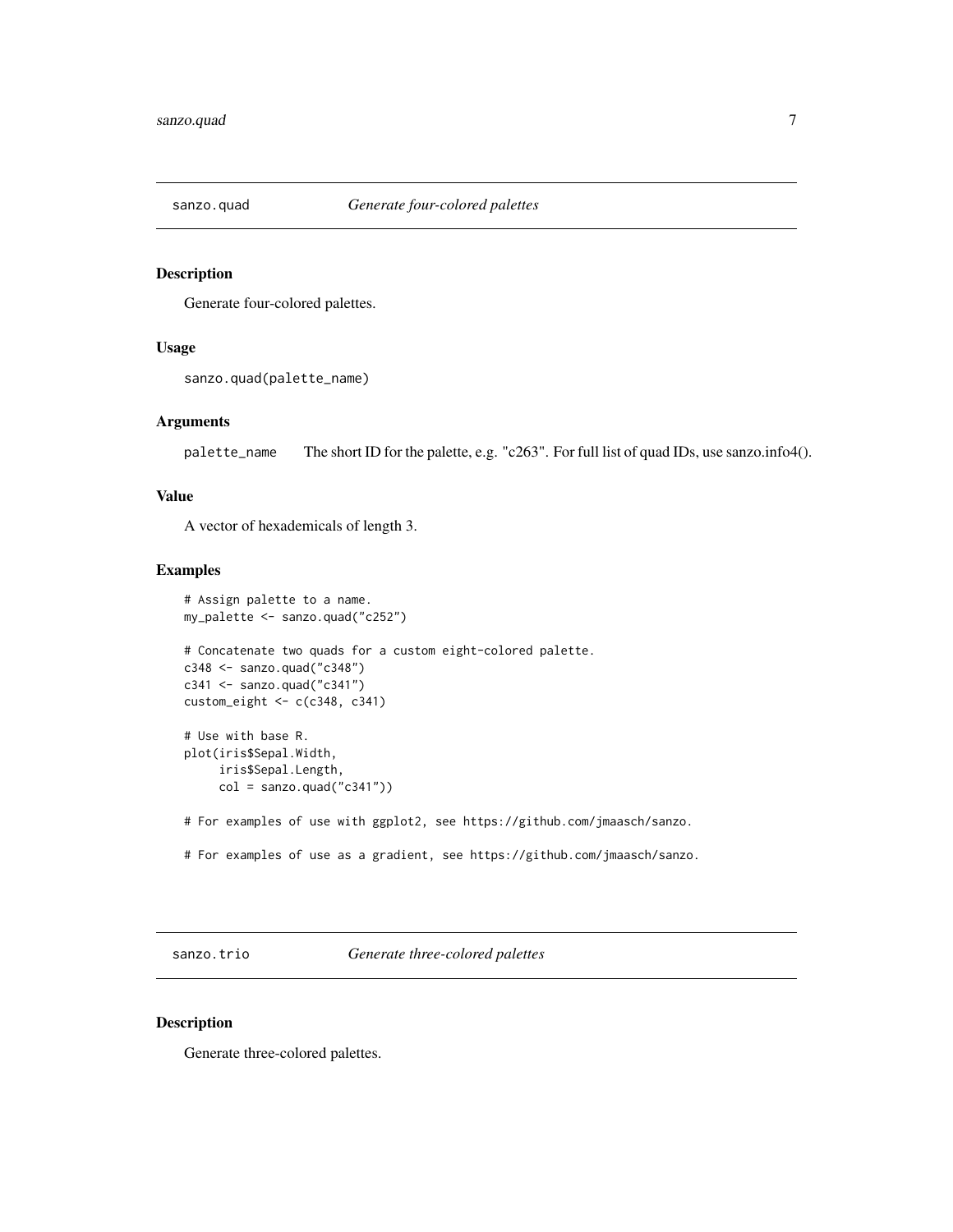## sanzo.quad — *Generate four-colored palettes*

### Description

Generate four-colored palettes.

### Usage

```
sanzo.quad(palette_name)
```

### Arguments

| | |
|---|---|
| `palette_name` | The short ID for the palette, e.g. "c263". For full list of quad IDs, use sanzo.info4(). |

### Value

A vector of hexademicals of length 3.

### Examples

```
# Assign palette to a name.
my_palette <- sanzo.quad("c252")

# Concatenate two quads for a custom eight-colored palette.
c348 <- sanzo.quad("c348")
c341 <- sanzo.quad("c341")
custom_eight <- c(c348, c341)

# Use with base R.
plot(iris$Sepal.Width,
     iris$Sepal.Length,
     col = sanzo.quad("c341"))

# For examples of use with ggplot2, see https://github.com/jmaasch/sanzo.

# For examples of use as a gradient, see https://github.com/jmaasch/sanzo.
```

## sanzo.trio — *Generate three-colored palettes*

### Description

Generate three-colored palettes.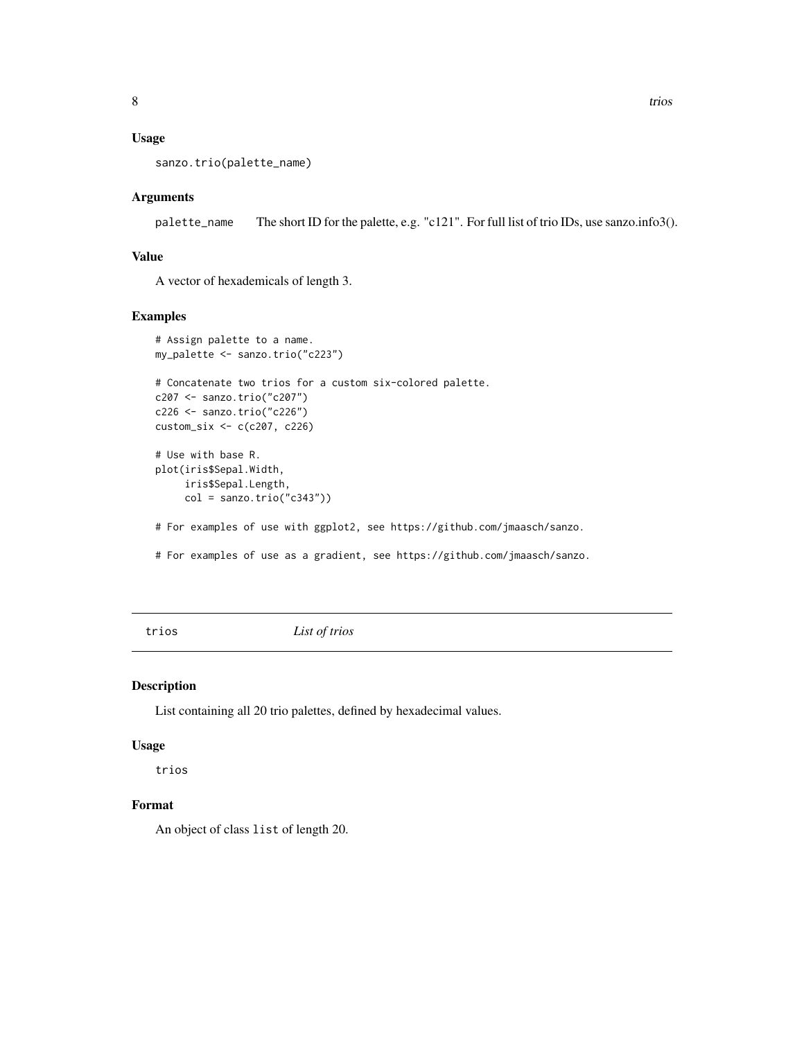### Usage

```
sanzo.trio(palette_name)
```

### Arguments

| | |
|---|---|
| palette_name | The short ID for the palette, e.g. "c121". For full list of trio IDs, use sanzo.info3(). |

### Value

A vector of hexademicals of length 3.

### Examples

```
# Assign palette to a name.
my_palette <- sanzo.trio("c223")

# Concatenate two trios for a custom six-colored palette.
c207 <- sanzo.trio("c207")
c226 <- sanzo.trio("c226")
custom_six <- c(c207, c226)

# Use with base R.
plot(iris$Sepal.Width,
     iris$Sepal.Length,
     col = sanzo.trio("c343"))

# For examples of use with ggplot2, see https://github.com/jmaasch/sanzo.

# For examples of use as a gradient, see https://github.com/jmaasch/sanzo.
```

---

## trios *List of trios*

---

### Description

List containing all 20 trio palettes, defined by hexadecimal values.

### Usage

```
trios
```

### Format

An object of class `list` of length 20.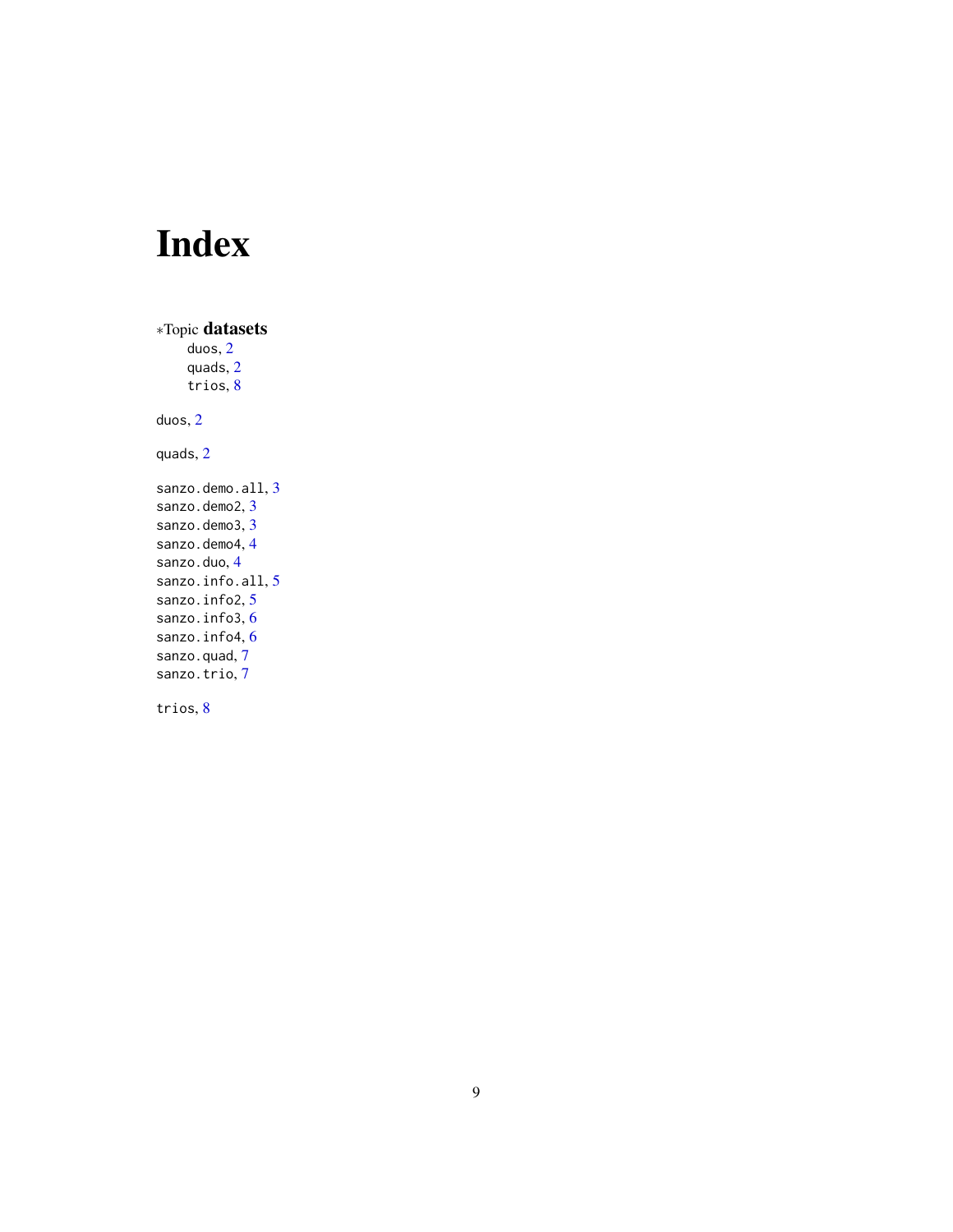# Index

*Topic **datasets**
- duos, 2
- quads, 2
- trios, 8

duos, 2

quads, 2

sanzo.demo.all, 3
sanzo.demo2, 3
sanzo.demo3, 3
sanzo.demo4, 4
sanzo.duo, 4
sanzo.info.all, 5
sanzo.info2, 5
sanzo.info3, 6
sanzo.info4, 6
sanzo.quad, 7
sanzo.trio, 7

trios, 8